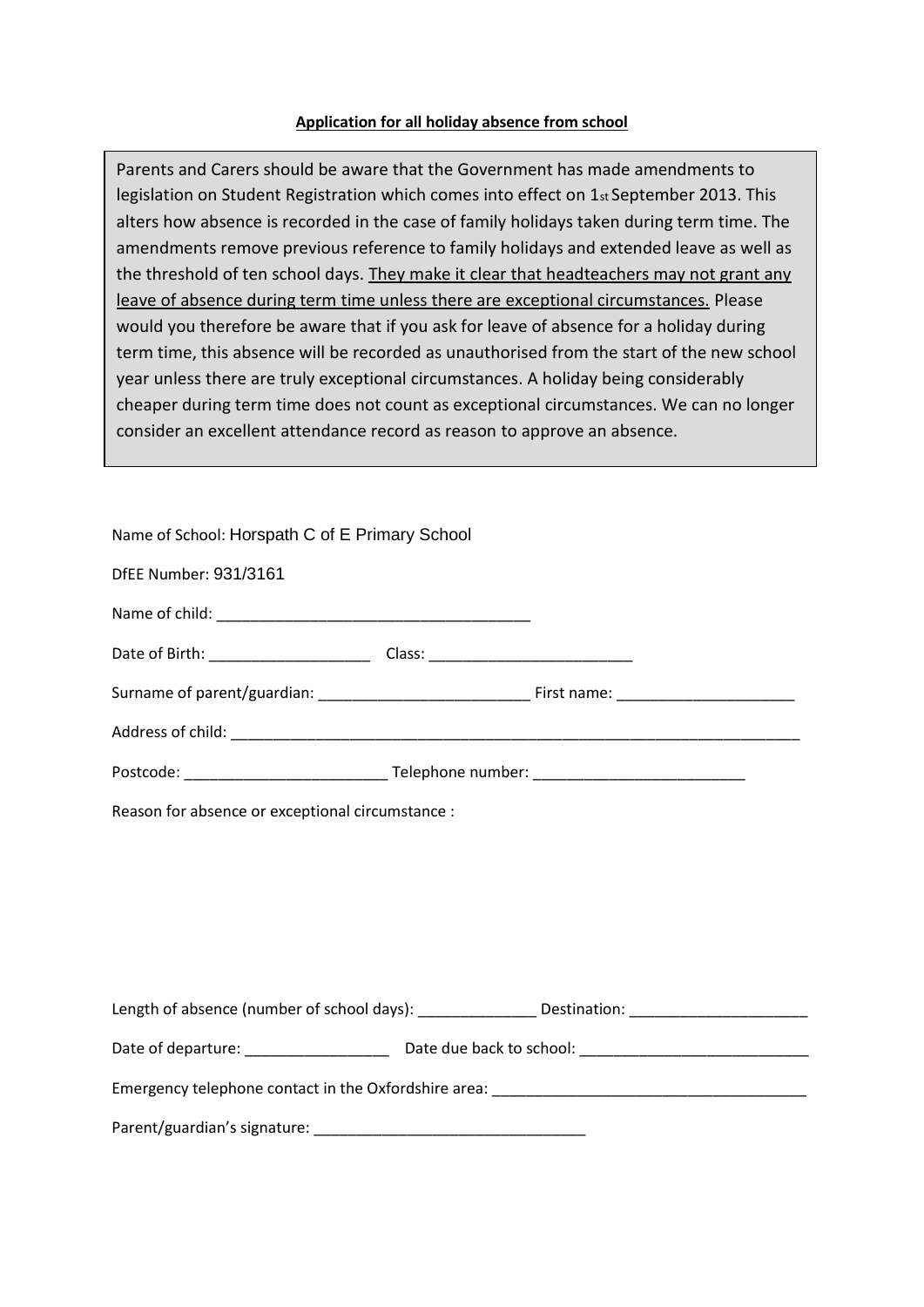**Application for all holiday absence from school**

> Parents and Carers should be aware that the Government has made amendments to legislation on Student Registration which comes into effect on 1st September 2013. This alters how absence is recorded in the case of family holidays taken during term time. The amendments remove previous reference to family holidays and extended leave as well as the threshold of ten school days. They make it clear that headteachers may not grant any leave of absence during term time unless there are exceptional circumstances. Please would you therefore be aware that if you ask for leave of absence for a holiday during term time, this absence will be recorded as unauthorised from the start of the new school year unless there are truly exceptional circumstances. A holiday being considerably cheaper during term time does not count as exceptional circumstances. We can no longer consider an excellent attendance record as reason to approve an absence.

Name of School: Horspath C of E Primary School

DfEE Number: 931/3161

Name of child: ____________________________________

Date of Birth: ___________________ Class: ________________________

Surname of parent/guardian: _________________________ First name: _____________________

Address of child: ______________________________________________________________________

Postcode: ________________________ Telephone number: _________________________

Reason for absence or exceptional circumstance :

Length of absence (number of school days): ______________ Destination: _____________________

Date of departure: _________________ Date due back to school: ___________________________

Emergency telephone contact in the Oxfordshire area: _____________________________________

Parent/guardian's signature: ________________________________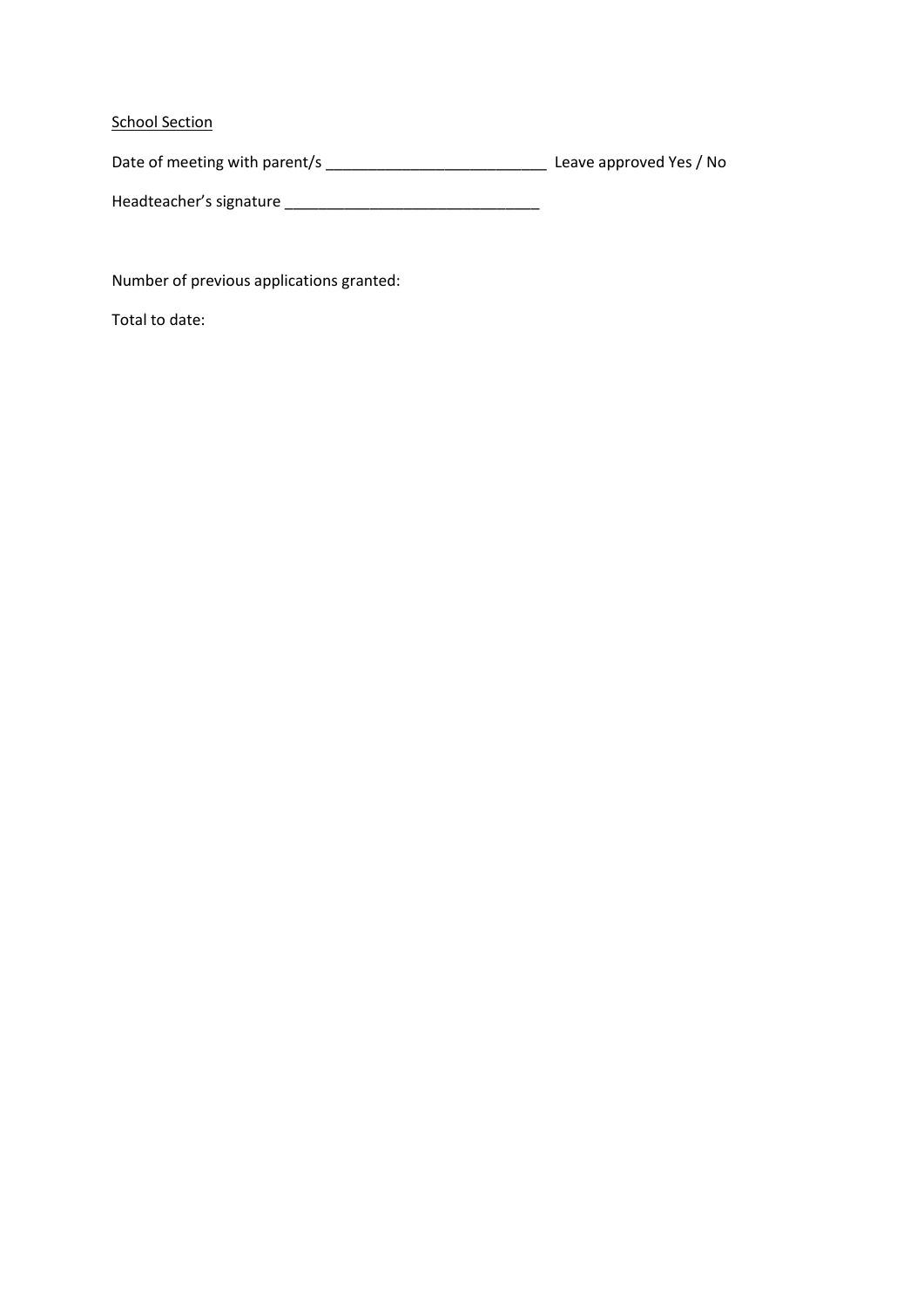<u>School Section</u>

Date of meeting with parent/s ___________________________ Leave approved Yes / No

Headteacher's signature _______________________________

Number of previous applications granted:

Total to date: